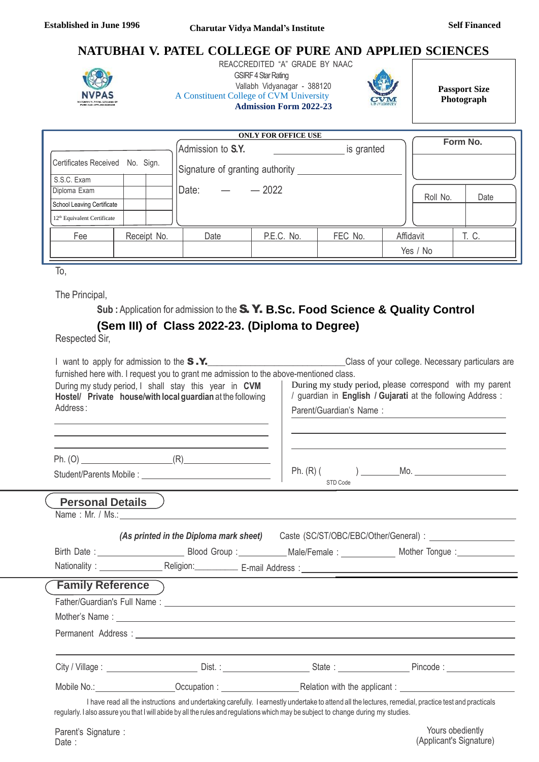**Established in June 1996** | **Charutar Vidya Mandal's Institute** | **Self Financed**

# NATUBHAI V. PATEL COLLEGE OF PURE AND APPLIED SCIENCES

REACCREDITED "A" GRADE BY NAAC
GSIRF 4 Star Rating
Vallabh Vidyanagar - 388120
A Constituent College of CVM University
**Admission Form 2022-23**

**Passport Size Photograph**

**ONLY FOR OFFICE USE**

| Certificates Received | No. | Sign. |
|---|---|---|
| S.S.C. Exam | | |
| Diploma Exam | | |
| School Leaving Certificate | | |
| 12th Equivalent Certificate | | |

Admission to **S.Y.** ______________ is granted

Signature of granting authority ______________

Date: — — 2022

| Form No. |
|---|
| |

| Roll No. | Date |
|---|---|
| | |

| Fee | Receipt No. | Date | P.E.C. No. | FEC No. | Affidavit | T. C. |
|---|---|---|---|---|---|---|
| | | | | | Yes / No | |

To,

The Principal,

**Sub :** Application for admission to the **S. Y. B.Sc. Food Science & Quality Control (Sem III) of Class 2022-23. (Diploma to Degree)**

Respected Sir,

I want to apply for admission to the **S.Y.**______________________________Class of your college. Necessary particulars are furnished here with. I request you to grant me admission to the above-mentioned class.

During my study period, I shall stay this year in **CVM Hostel/ Private house/with local guardian** at the following Address :

______________________________

______________________________

______________________________

Ph. (O) ____________________(R)____________________

Student/Parents Mobile : ______________________________

During my study period, please correspond with my parent / guardian in **English / Gujarati** at the following Address :

Parent/Guardian's Name : ______________________________

______________________________

______________________________

Ph. (R) ( &nbsp;&nbsp;&nbsp;&nbsp; ) ________Mo. ____________________
STD Code

## Personal Details

Name : Mr. / Ms.:______________________________________________________________

***(As printed in the Diploma mark sheet)*** Caste (SC/ST/OBC/EBC/Other/General) : __________________

Birth Date : ____________________ Blood Group : __________ Male/Female : ____________ Mother Tongue : ____________

Nationality : ______________ Religion:__________ E-mail Address : ______________________________

## Family Reference

Father/Guardian's Full Name : ______________________________________________________________

Mother's Name : ______________________________________________________________

Permanent Address : ______________________________________________________________

______________________________________________________________

City / Village : ____________________ Dist. : __________________ State : ________________ Pincode : ______________

Mobile No.:________________ Occupation : __________________ Relation with the applicant : ______________________

I have read all the instructions and undertaking carefully. I earnestly undertake to attend all the lectures, remedial, practice test and practicals regularly. I also assure you that I will abide by all the rules and regulations which may be subject to change during my studies.

Parent's Signature :
Date :

Yours obediently
(Applicant's Signature)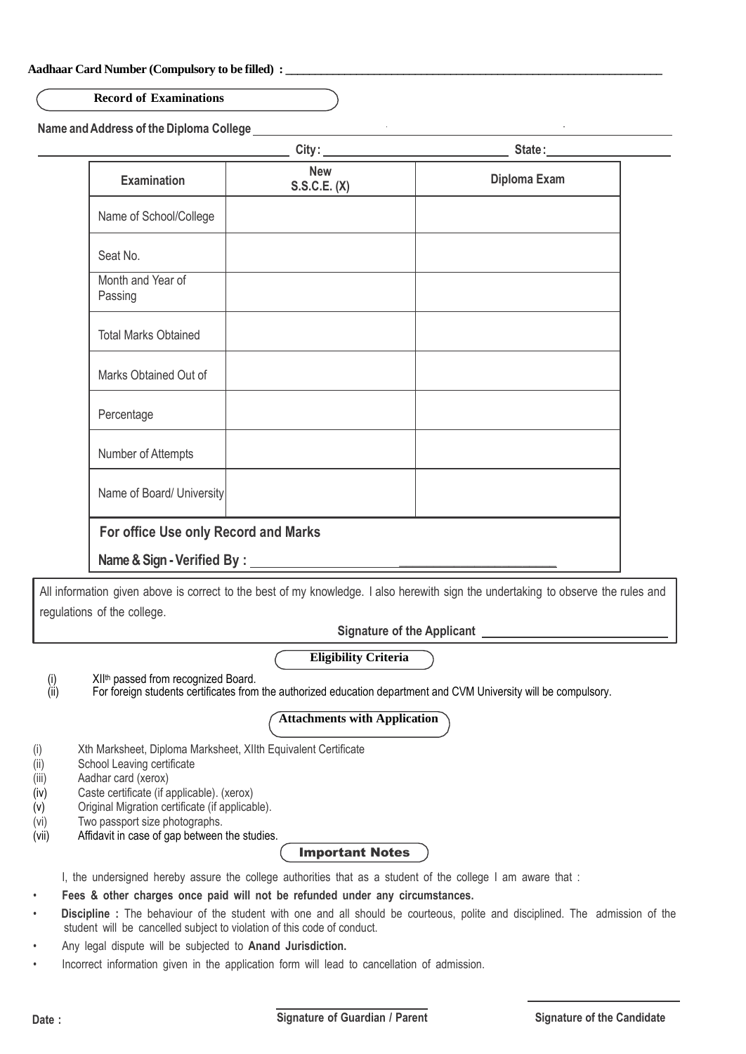**Aadhaar Card Number (Compulsory to be filled) :** ____________________

## Record of Examinations

**Name and Address of the Diploma College** ____________________

____________________ **City :** ____________________ **State :** ____________________

| Examination | New S.S.C.E. (X) | Diploma Exam |
|---|---|---|
| Name of School/College | | |
| Seat No. | | |
| Month and Year of Passing | | |
| Total Marks Obtained | | |
| Marks Obtained Out of | | |
| Percentage | | |
| Number of Attempts | | |
| Name of Board/ University | | |

**For office Use only Record and Marks**

**Name & Sign - Verified By :** ____________________

All information given above is correct to the best of my knowledge. I also herewith sign the undertaking to observe the rules and regulations of the college.

**Signature of the Applicant** ____________________

## Eligibility Criteria

(i) XII<sup>th</sup> passed from recognized Board.
(ii) For foreign students certificates from the authorized education department and CVM University will be compulsory.

## Attachments with Application

(i) Xth Marksheet, Diploma Marksheet, XIIth Equivalent Certificate
(ii) School Leaving certificate
(iii) Aadhar card (xerox)
(iv) Caste certificate (if applicable). (xerox)
(v) Original Migration certificate (if applicable).
(vi) Two passport size photographs.
(vii) Affidavit in case of gap between the studies.

## Important Notes

I, the undersigned hereby assure the college authorities that as a student of the college I am aware that :

- **Fees & other charges once paid will not be refunded under any circumstances.**
- **Discipline :** The behaviour of the student with one and all should be courteous, polite and disciplined. The admission of the student will be cancelled subject to violation of this code of conduct.
- Any legal dispute will be subjected to **Anand Jurisdiction.**
- Incorrect information given in the application form will lead to cancellation of admission.

**Date :**

**Signature of Guardian / Parent**

**Signature of the Candidate**